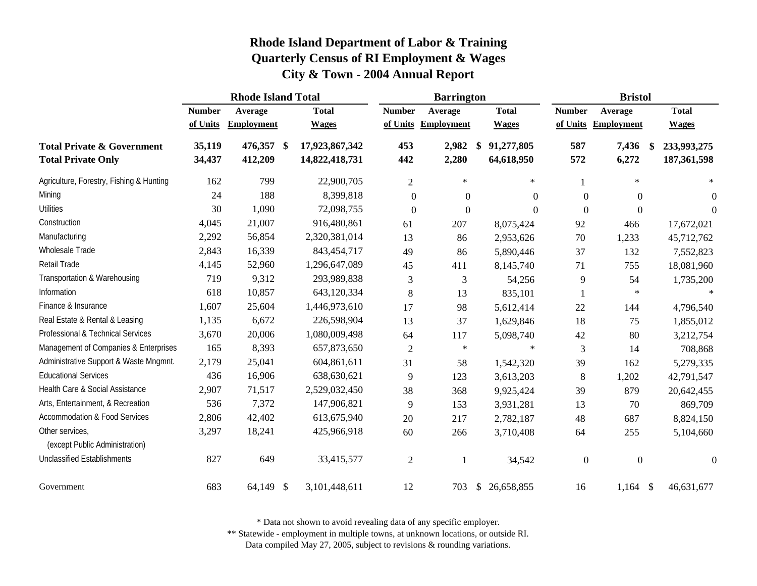# Rhode Island Department of Labor & Training
## Quarterly Census of RI Employment & Wages
## City & Town - 2004 Annual Report

| | Rhode Island Total | | | Barrington | | | Bristol | | |
|---|---|---|---|---|---|---|---|---|---|
| | Number of Units | Average Employment | Total Wages | Number of Units | Average Employment | Total Wages | Number of Units | Average Employment | Total Wages |
| **Total Private & Government** | **35,119** | **476,357** | **$ 17,923,867,342** | **453** | **2,982** | **$ 91,277,805** | **587** | **7,436** | **$ 233,993,275** |
| **Total Private Only** | **34,437** | **412,209** | **14,822,418,731** | **442** | **2,280** | **64,618,950** | **572** | **6,272** | **187,361,598** |
| Agriculture, Forestry, Fishing & Hunting | 162 | 799 | 22,900,705 | 2 | * | * | 1 | * | * |
| Mining | 24 | 188 | 8,399,818 | 0 | 0 | 0 | 0 | 0 | 0 |
| Utilities | 30 | 1,090 | 72,098,755 | 0 | 0 | 0 | 0 | 0 | 0 |
| Construction | 4,045 | 21,007 | 916,480,861 | 61 | 207 | 8,075,424 | 92 | 466 | 17,672,021 |
| Manufacturing | 2,292 | 56,854 | 2,320,381,014 | 13 | 86 | 2,953,626 | 70 | 1,233 | 45,712,762 |
| Wholesale Trade | 2,843 | 16,339 | 843,454,717 | 49 | 86 | 5,890,446 | 37 | 132 | 7,552,823 |
| Retail Trade | 4,145 | 52,960 | 1,296,647,089 | 45 | 411 | 8,145,740 | 71 | 755 | 18,081,960 |
| Transportation & Warehousing | 719 | 9,312 | 293,989,838 | 3 | 3 | 54,256 | 9 | 54 | 1,735,200 |
| Information | 618 | 10,857 | 643,120,334 | 8 | 13 | 835,101 | 1 | * | * |
| Finance & Insurance | 1,607 | 25,604 | 1,446,973,610 | 17 | 98 | 5,612,414 | 22 | 144 | 4,796,540 |
| Real Estate & Rental & Leasing | 1,135 | 6,672 | 226,598,904 | 13 | 37 | 1,629,846 | 18 | 75 | 1,855,012 |
| Professional & Technical Services | 3,670 | 20,006 | 1,080,009,498 | 64 | 117 | 5,098,740 | 42 | 80 | 3,212,754 |
| Management of Companies & Enterprises | 165 | 8,393 | 657,873,650 | 2 | * | * | 3 | 14 | 708,868 |
| Administrative Support & Waste Mngmnt. | 2,179 | 25,041 | 604,861,611 | 31 | 58 | 1,542,320 | 39 | 162 | 5,279,335 |
| Educational Services | 436 | 16,906 | 638,630,621 | 9 | 123 | 3,613,203 | 8 | 1,202 | 42,791,547 |
| Health Care & Social Assistance | 2,907 | 71,517 | 2,529,032,450 | 38 | 368 | 9,925,424 | 39 | 879 | 20,642,455 |
| Arts, Entertainment, & Recreation | 536 | 7,372 | 147,906,821 | 9 | 153 | 3,931,281 | 13 | 70 | 869,709 |
| Accommodation & Food Services | 2,806 | 42,402 | 613,675,940 | 20 | 217 | 2,782,187 | 48 | 687 | 8,824,150 |
| Other services, (except Public Administration) | 3,297 | 18,241 | 425,966,918 | 60 | 266 | 3,710,408 | 64 | 255 | 5,104,660 |
| Unclassified Establishments | 827 | 649 | 33,415,577 | 2 | 1 | 34,542 | 0 | 0 | 0 |
| Government | 683 | 64,149 | $ 3,101,448,611 | 12 | 703 | $ 26,658,855 | 16 | 1,164 | $ 46,631,677 |

\* Data not shown to avoid revealing data of any specific employer.
** Statewide - employment in multiple towns, at unknown locations, or outside RI.
Data compiled May 27, 2005, subject to revisions & rounding variations.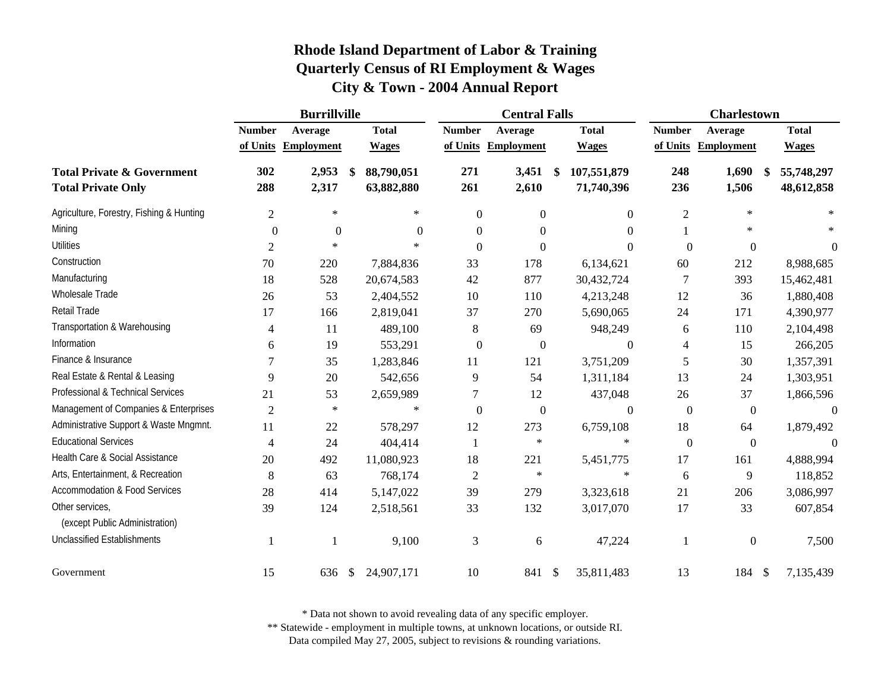# Rhode Island Department of Labor & Training
## Quarterly Census of RI Employment & Wages
## City & Town - 2004 Annual Report

| | Burrillville | | | Central Falls | | | Charlestown | | |
|---|---|---|---|---|---|---|---|---|---|
| | Number of Units | Average Employment | Total Wages | Number of Units | Average Employment | Total Wages | Number of Units | Average Employment | Total Wages |
| **Total Private & Government** | **302** | **2,953** | **$ 88,790,051** | **271** | **3,451** | **$ 107,551,879** | **248** | **1,690** | **$ 55,748,297** |
| **Total Private Only** | **288** | **2,317** | **63,882,880** | **261** | **2,610** | **71,740,396** | **236** | **1,506** | **48,612,858** |
| Agriculture, Forestry, Fishing & Hunting | 2 | * | * | 0 | 0 | 0 | 2 | * | * |
| Mining | 0 | 0 | 0 | 0 | 0 | 0 | 1 | * | * |
| Utilities | 2 | * | * | 0 | 0 | 0 | 0 | 0 | 0 |
| Construction | 70 | 220 | 7,884,836 | 33 | 178 | 6,134,621 | 60 | 212 | 8,988,685 |
| Manufacturing | 18 | 528 | 20,674,583 | 42 | 877 | 30,432,724 | 7 | 393 | 15,462,481 |
| Wholesale Trade | 26 | 53 | 2,404,552 | 10 | 110 | 4,213,248 | 12 | 36 | 1,880,408 |
| Retail Trade | 17 | 166 | 2,819,041 | 37 | 270 | 5,690,065 | 24 | 171 | 4,390,977 |
| Transportation & Warehousing | 4 | 11 | 489,100 | 8 | 69 | 948,249 | 6 | 110 | 2,104,498 |
| Information | 6 | 19 | 553,291 | 0 | 0 | 0 | 4 | 15 | 266,205 |
| Finance & Insurance | 7 | 35 | 1,283,846 | 11 | 121 | 3,751,209 | 5 | 30 | 1,357,391 |
| Real Estate & Rental & Leasing | 9 | 20 | 542,656 | 9 | 54 | 1,311,184 | 13 | 24 | 1,303,951 |
| Professional & Technical Services | 21 | 53 | 2,659,989 | 7 | 12 | 437,048 | 26 | 37 | 1,866,596 |
| Management of Companies & Enterprises | 2 | * | * | 0 | 0 | 0 | 0 | 0 | 0 |
| Administrative Support & Waste Mngmnt. | 11 | 22 | 578,297 | 12 | 273 | 6,759,108 | 18 | 64 | 1,879,492 |
| Educational Services | 4 | 24 | 404,414 | 1 | * | * | 0 | 0 | 0 |
| Health Care & Social Assistance | 20 | 492 | 11,080,923 | 18 | 221 | 5,451,775 | 17 | 161 | 4,888,994 |
| Arts, Entertainment, & Recreation | 8 | 63 | 768,174 | 2 | * | * | 6 | 9 | 118,852 |
| Accommodation & Food Services | 28 | 414 | 5,147,022 | 39 | 279 | 3,323,618 | 21 | 206 | 3,086,997 |
| Other services, (except Public Administration) | 39 | 124 | 2,518,561 | 33 | 132 | 3,017,070 | 17 | 33 | 607,854 |
| Unclassified Establishments | 1 | 1 | 9,100 | 3 | 6 | 47,224 | 1 | 0 | 7,500 |
| Government | 15 | 636 | $ 24,907,171 | 10 | 841 | $ 35,811,483 | 13 | 184 | $ 7,135,439 |

\* Data not shown to avoid revealing data of any specific employer.
\*\* Statewide - employment in multiple towns, at unknown locations, or outside RI.
Data compiled May 27, 2005, subject to revisions & rounding variations.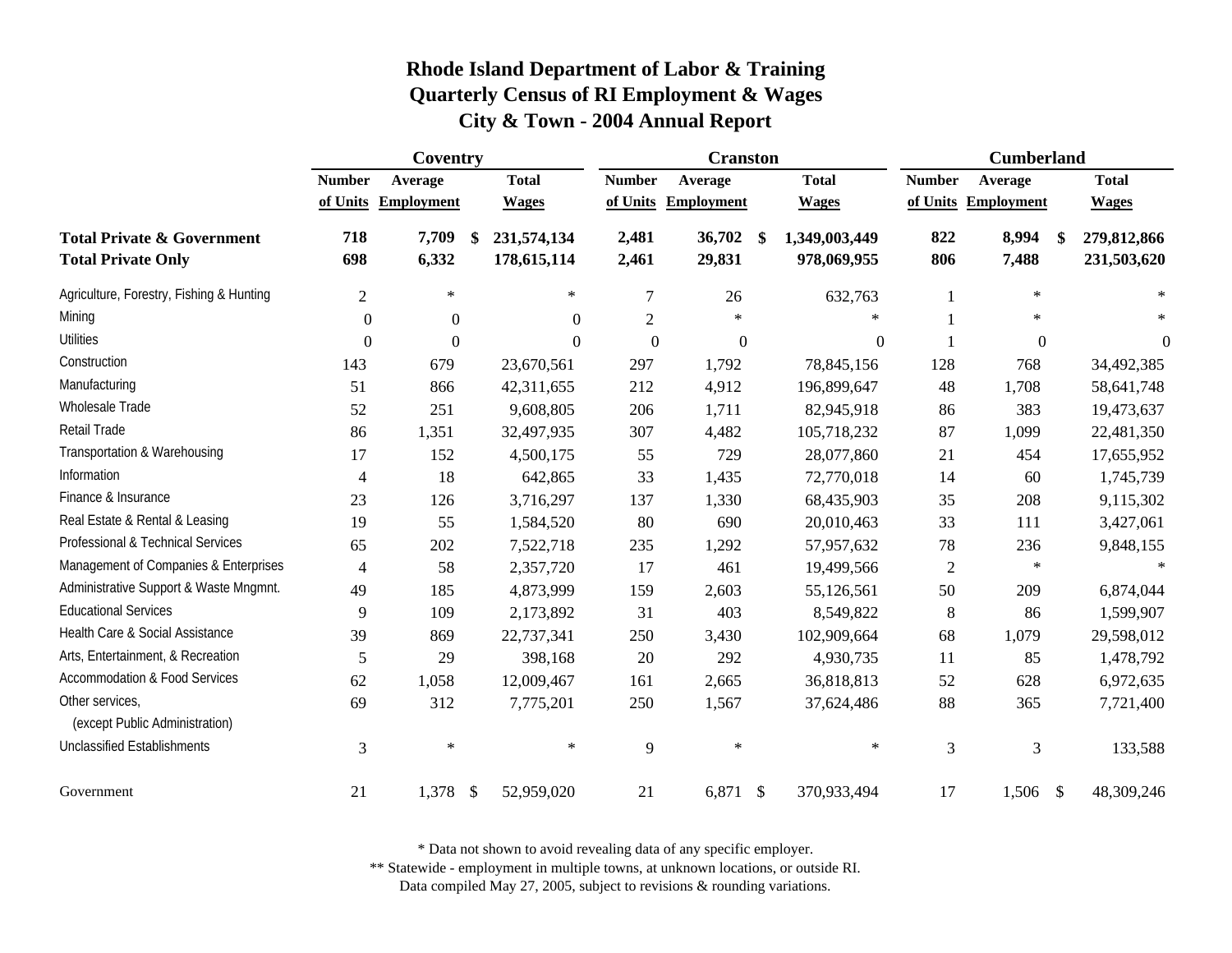# Rhode Island Department of Labor & Training
## Quarterly Census of RI Employment & Wages
## City & Town - 2004 Annual Report

| | Coventry | | | Cranston | | | Cumberland | | |
|---|---|---|---|---|---|---|---|---|---|
| | Number of Units | Average Employment | Total Wages | Number of Units | Average Employment | Total Wages | Number of Units | Average Employment | Total Wages |
| **Total Private & Government** | **718** | **7,709** | **$ 231,574,134** | **2,481** | **36,702** | **$ 1,349,003,449** | **822** | **8,994** | **$ 279,812,866** |
| **Total Private Only** | **698** | **6,332** | **178,615,114** | **2,461** | **29,831** | **978,069,955** | **806** | **7,488** | **231,503,620** |
| Agriculture, Forestry, Fishing & Hunting | 2 | * | * | 7 | 26 | 632,763 | 1 | * | * |
| Mining | 0 | 0 | 0 | 2 | * | * | 1 | * | * |
| Utilities | 0 | 0 | 0 | 0 | 0 | 0 | 1 | 0 | 0 |
| Construction | 143 | 679 | 23,670,561 | 297 | 1,792 | 78,845,156 | 128 | 768 | 34,492,385 |
| Manufacturing | 51 | 866 | 42,311,655 | 212 | 4,912 | 196,899,647 | 48 | 1,708 | 58,641,748 |
| Wholesale Trade | 52 | 251 | 9,608,805 | 206 | 1,711 | 82,945,918 | 86 | 383 | 19,473,637 |
| Retail Trade | 86 | 1,351 | 32,497,935 | 307 | 4,482 | 105,718,232 | 87 | 1,099 | 22,481,350 |
| Transportation & Warehousing | 17 | 152 | 4,500,175 | 55 | 729 | 28,077,860 | 21 | 454 | 17,655,952 |
| Information | 4 | 18 | 642,865 | 33 | 1,435 | 72,770,018 | 14 | 60 | 1,745,739 |
| Finance & Insurance | 23 | 126 | 3,716,297 | 137 | 1,330 | 68,435,903 | 35 | 208 | 9,115,302 |
| Real Estate & Rental & Leasing | 19 | 55 | 1,584,520 | 80 | 690 | 20,010,463 | 33 | 111 | 3,427,061 |
| Professional & Technical Services | 65 | 202 | 7,522,718 | 235 | 1,292 | 57,957,632 | 78 | 236 | 9,848,155 |
| Management of Companies & Enterprises | 4 | 58 | 2,357,720 | 17 | 461 | 19,499,566 | 2 | * | * |
| Administrative Support & Waste Mngmnt. | 49 | 185 | 4,873,999 | 159 | 2,603 | 55,126,561 | 50 | 209 | 6,874,044 |
| Educational Services | 9 | 109 | 2,173,892 | 31 | 403 | 8,549,822 | 8 | 86 | 1,599,907 |
| Health Care & Social Assistance | 39 | 869 | 22,737,341 | 250 | 3,430 | 102,909,664 | 68 | 1,079 | 29,598,012 |
| Arts, Entertainment, & Recreation | 5 | 29 | 398,168 | 20 | 292 | 4,930,735 | 11 | 85 | 1,478,792 |
| Accommodation & Food Services | 62 | 1,058 | 12,009,467 | 161 | 2,665 | 36,818,813 | 52 | 628 | 6,972,635 |
| Other services, (except Public Administration) | 69 | 312 | 7,775,201 | 250 | 1,567 | 37,624,486 | 88 | 365 | 7,721,400 |
| Unclassified Establishments | 3 | * | * | 9 | * | * | 3 | 3 | 133,588 |
| Government | 21 | 1,378 | $ 52,959,020 | 21 | 6,871 | $ 370,933,494 | 17 | 1,506 | $ 48,309,246 |

\* Data not shown to avoid revealing data of any specific employer.

\*\* Statewide - employment in multiple towns, at unknown locations, or outside RI.

Data compiled May 27, 2005, subject to revisions & rounding variations.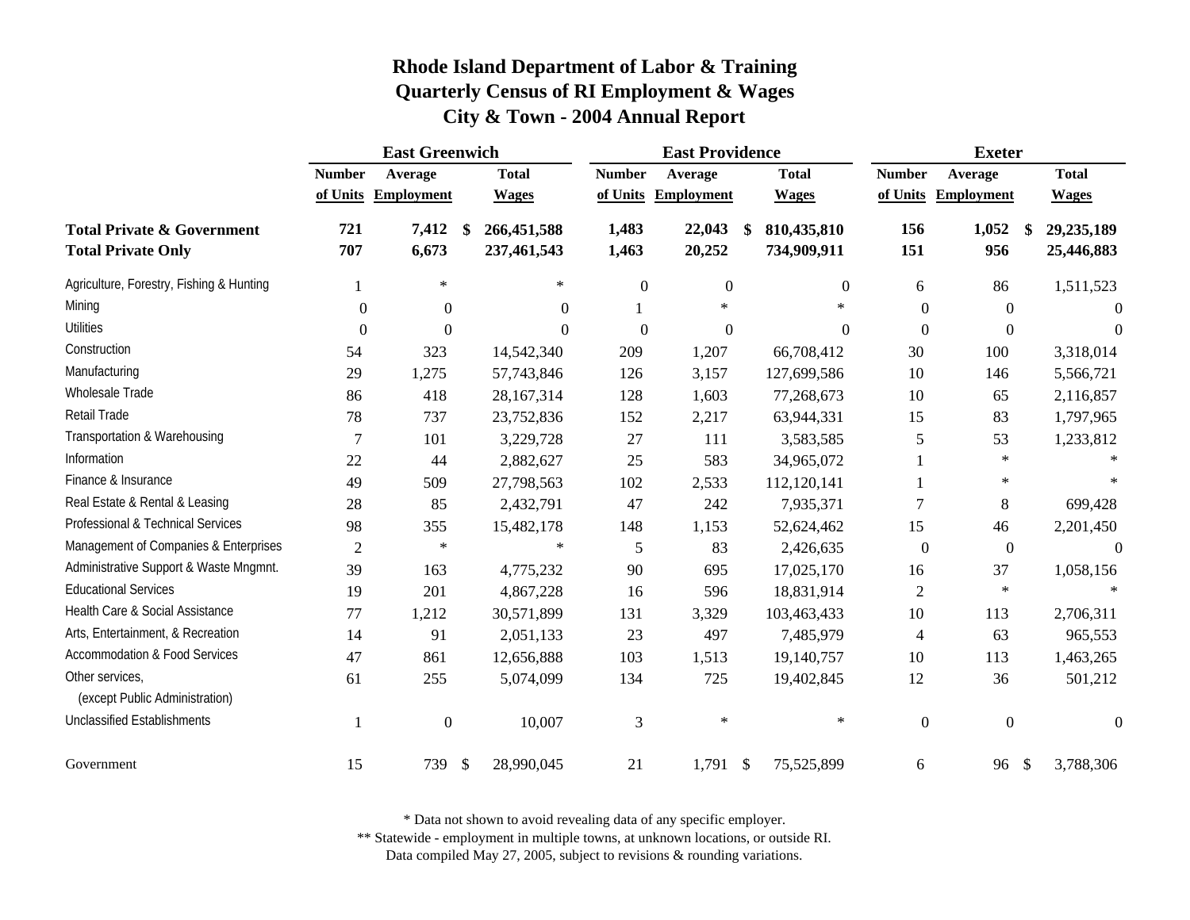# Rhode Island Department of Labor & Training
## Quarterly Census of RI Employment & Wages
## City & Town - 2004 Annual Report

| | East Greenwich | | | East Providence | | | Exeter | | |
|---|---|---|---|---|---|---|---|---|---|
| | Number of Units | Average Employment | Total Wages | Number of Units | Average Employment | Total Wages | Number of Units | Average Employment | Total Wages |
| **Total Private & Government** | **721** | **7,412** | **$ 266,451,588** | **1,483** | **22,043** | **$ 810,435,810** | **156** | **1,052** | **$ 29,235,189** |
| **Total Private Only** | **707** | **6,673** | **237,461,543** | **1,463** | **20,252** | **734,909,911** | **151** | **956** | **25,446,883** |
| Agriculture, Forestry, Fishing & Hunting | 1 | * | * | 0 | 0 | 0 | 6 | 86 | 1,511,523 |
| Mining | 0 | 0 | 0 | 1 | * | * | 0 | 0 | 0 |
| Utilities | 0 | 0 | 0 | 0 | 0 | 0 | 0 | 0 | 0 |
| Construction | 54 | 323 | 14,542,340 | 209 | 1,207 | 66,708,412 | 30 | 100 | 3,318,014 |
| Manufacturing | 29 | 1,275 | 57,743,846 | 126 | 3,157 | 127,699,586 | 10 | 146 | 5,566,721 |
| Wholesale Trade | 86 | 418 | 28,167,314 | 128 | 1,603 | 77,268,673 | 10 | 65 | 2,116,857 |
| Retail Trade | 78 | 737 | 23,752,836 | 152 | 2,217 | 63,944,331 | 15 | 83 | 1,797,965 |
| Transportation & Warehousing | 7 | 101 | 3,229,728 | 27 | 111 | 3,583,585 | 5 | 53 | 1,233,812 |
| Information | 22 | 44 | 2,882,627 | 25 | 583 | 34,965,072 | 1 | * | * |
| Finance & Insurance | 49 | 509 | 27,798,563 | 102 | 2,533 | 112,120,141 | 1 | * | * |
| Real Estate & Rental & Leasing | 28 | 85 | 2,432,791 | 47 | 242 | 7,935,371 | 7 | 8 | 699,428 |
| Professional & Technical Services | 98 | 355 | 15,482,178 | 148 | 1,153 | 52,624,462 | 15 | 46 | 2,201,450 |
| Management of Companies & Enterprises | 2 | * | * | 5 | 83 | 2,426,635 | 0 | 0 | 0 |
| Administrative Support & Waste Mngmnt. | 39 | 163 | 4,775,232 | 90 | 695 | 17,025,170 | 16 | 37 | 1,058,156 |
| Educational Services | 19 | 201 | 4,867,228 | 16 | 596 | 18,831,914 | 2 | * | * |
| Health Care & Social Assistance | 77 | 1,212 | 30,571,899 | 131 | 3,329 | 103,463,433 | 10 | 113 | 2,706,311 |
| Arts, Entertainment, & Recreation | 14 | 91 | 2,051,133 | 23 | 497 | 7,485,979 | 4 | 63 | 965,553 |
| Accommodation & Food Services | 47 | 861 | 12,656,888 | 103 | 1,513 | 19,140,757 | 10 | 113 | 1,463,265 |
| Other services, (except Public Administration) | 61 | 255 | 5,074,099 | 134 | 725 | 19,402,845 | 12 | 36 | 501,212 |
| Unclassified Establishments | 1 | 0 | 10,007 | 3 | * | * | 0 | 0 | 0 |
| Government | 15 | 739 | $ 28,990,045 | 21 | 1,791 | $ 75,525,899 | 6 | 96 | $ 3,788,306 |

\* Data not shown to avoid revealing data of any specific employer.
** Statewide - employment in multiple towns, at unknown locations, or outside RI.
Data compiled May 27, 2005, subject to revisions & rounding variations.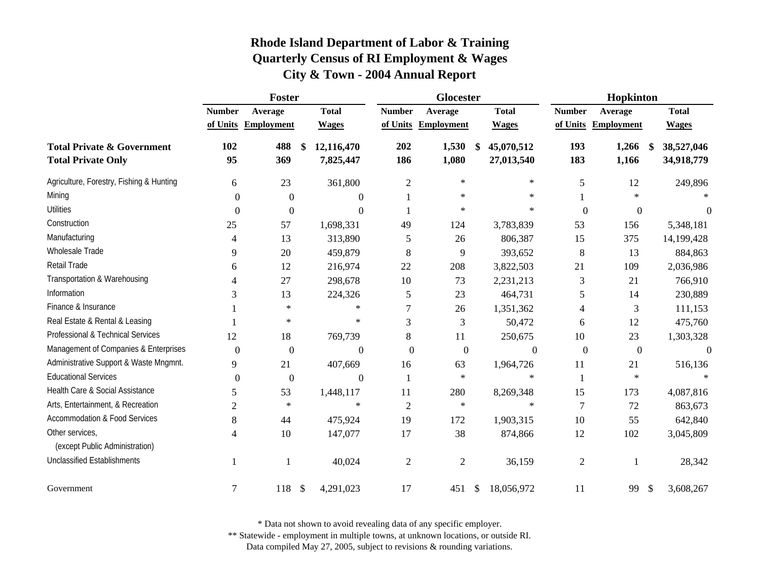# Rhode Island Department of Labor & Training
## Quarterly Census of RI Employment & Wages
## City & Town - 2004 Annual Report

| | Foster | | | Glocester | | | Hopkinton | | |
|---|---|---|---|---|---|---|---|---|---|
| | Number of Units | Average Employment | Total Wages | Number of Units | Average Employment | Total Wages | Number of Units | Average Employment | Total Wages |
| **Total Private & Government** | **102** | **488** | **$ 12,116,470** | **202** | **1,530** | **$ 45,070,512** | **193** | **1,266** | **$ 38,527,046** |
| **Total Private Only** | **95** | **369** | **7,825,447** | **186** | **1,080** | **27,013,540** | **183** | **1,166** | **34,918,779** |
| Agriculture, Forestry, Fishing & Hunting | 6 | 23 | 361,800 | 2 | * | * | 5 | 12 | 249,896 |
| Mining | 0 | 0 | 0 | 1 | * | * | 1 | * | * |
| Utilities | 0 | 0 | 0 | 1 | * | * | 0 | 0 | 0 |
| Construction | 25 | 57 | 1,698,331 | 49 | 124 | 3,783,839 | 53 | 156 | 5,348,181 |
| Manufacturing | 4 | 13 | 313,890 | 5 | 26 | 806,387 | 15 | 375 | 14,199,428 |
| Wholesale Trade | 9 | 20 | 459,879 | 8 | 9 | 393,652 | 8 | 13 | 884,863 |
| Retail Trade | 6 | 12 | 216,974 | 22 | 208 | 3,822,503 | 21 | 109 | 2,036,986 |
| Transportation & Warehousing | 4 | 27 | 298,678 | 10 | 73 | 2,231,213 | 3 | 21 | 766,910 |
| Information | 3 | 13 | 224,326 | 5 | 23 | 464,731 | 5 | 14 | 230,889 |
| Finance & Insurance | 1 | * | * | 7 | 26 | 1,351,362 | 4 | 3 | 111,153 |
| Real Estate & Rental & Leasing | 1 | * | * | 3 | 3 | 50,472 | 6 | 12 | 475,760 |
| Professional & Technical Services | 12 | 18 | 769,739 | 8 | 11 | 250,675 | 10 | 23 | 1,303,328 |
| Management of Companies & Enterprises | 0 | 0 | 0 | 0 | 0 | 0 | 0 | 0 | 0 |
| Administrative Support & Waste Mngmnt. | 9 | 21 | 407,669 | 16 | 63 | 1,964,726 | 11 | 21 | 516,136 |
| Educational Services | 0 | 0 | 0 | 1 | * | * | 1 | * | * |
| Health Care & Social Assistance | 5 | 53 | 1,448,117 | 11 | 280 | 8,269,348 | 15 | 173 | 4,087,816 |
| Arts, Entertainment, & Recreation | 2 | * | * | 2 | * | * | 7 | 72 | 863,673 |
| Accommodation & Food Services | 8 | 44 | 475,924 | 19 | 172 | 1,903,315 | 10 | 55 | 642,840 |
| Other services, (except Public Administration) | 4 | 10 | 147,077 | 17 | 38 | 874,866 | 12 | 102 | 3,045,809 |
| Unclassified Establishments | 1 | 1 | 40,024 | 2 | 2 | 36,159 | 2 | 1 | 28,342 |
| Government | 7 | 118 | $ 4,291,023 | 17 | 451 | $ 18,056,972 | 11 | 99 | $ 3,608,267 |

\* Data not shown to avoid revealing data of any specific employer.
\** Statewide - employment in multiple towns, at unknown locations, or outside RI.
Data compiled May 27, 2005, subject to revisions & rounding variations.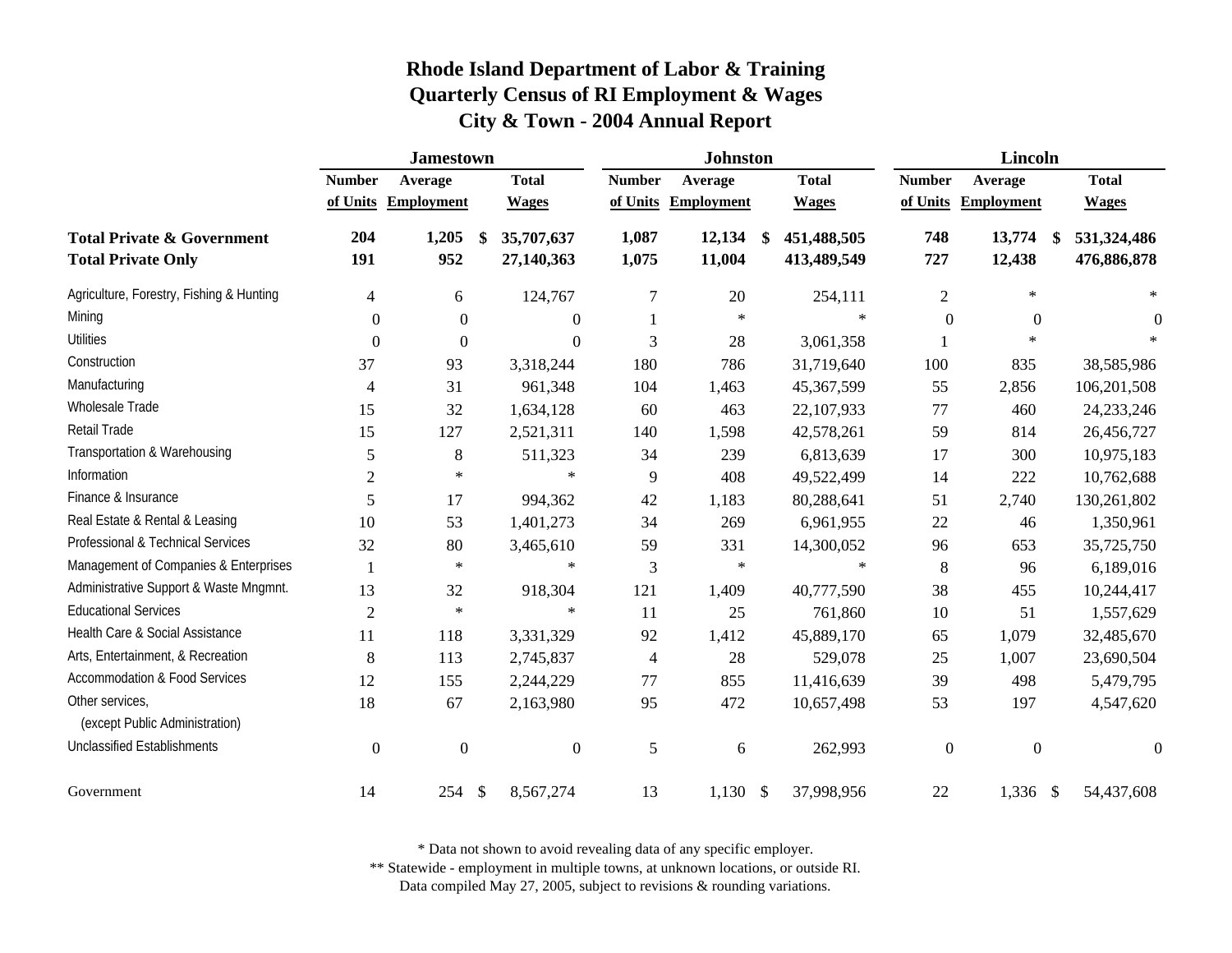# Rhode Island Department of Labor & Training
## Quarterly Census of RI Employment & Wages
## City & Town - 2004 Annual Report

| | Jamestown | | | Johnston | | | Lincoln | | |
|---|---|---|---|---|---|---|---|---|---|
| | Number of Units | Average Employment | Total Wages | Number of Units | Average Employment | Total Wages | Number of Units | Average Employment | Total Wages |
| **Total Private & Government** | **204** | **1,205** | **$ 35,707,637** | **1,087** | **12,134** | **$ 451,488,505** | **748** | **13,774** | **$ 531,324,486** |
| **Total Private Only** | **191** | **952** | **27,140,363** | **1,075** | **11,004** | **413,489,549** | **727** | **12,438** | **476,886,878** |
| Agriculture, Forestry, Fishing & Hunting | 4 | 6 | 124,767 | 7 | 20 | 254,111 | 2 | * | * |
| Mining | 0 | 0 | 0 | 1 | * | * | 0 | 0 | 0 |
| Utilities | 0 | 0 | 0 | 3 | 28 | 3,061,358 | 1 | * | * |
| Construction | 37 | 93 | 3,318,244 | 180 | 786 | 31,719,640 | 100 | 835 | 38,585,986 |
| Manufacturing | 4 | 31 | 961,348 | 104 | 1,463 | 45,367,599 | 55 | 2,856 | 106,201,508 |
| Wholesale Trade | 15 | 32 | 1,634,128 | 60 | 463 | 22,107,933 | 77 | 460 | 24,233,246 |
| Retail Trade | 15 | 127 | 2,521,311 | 140 | 1,598 | 42,578,261 | 59 | 814 | 26,456,727 |
| Transportation & Warehousing | 5 | 8 | 511,323 | 34 | 239 | 6,813,639 | 17 | 300 | 10,975,183 |
| Information | 2 | * | * | 9 | 408 | 49,522,499 | 14 | 222 | 10,762,688 |
| Finance & Insurance | 5 | 17 | 994,362 | 42 | 1,183 | 80,288,641 | 51 | 2,740 | 130,261,802 |
| Real Estate & Rental & Leasing | 10 | 53 | 1,401,273 | 34 | 269 | 6,961,955 | 22 | 46 | 1,350,961 |
| Professional & Technical Services | 32 | 80 | 3,465,610 | 59 | 331 | 14,300,052 | 96 | 653 | 35,725,750 |
| Management of Companies & Enterprises | 1 | * | * | 3 | * | * | 8 | 96 | 6,189,016 |
| Administrative Support & Waste Mngmnt. | 13 | 32 | 918,304 | 121 | 1,409 | 40,777,590 | 38 | 455 | 10,244,417 |
| Educational Services | 2 | * | * | 11 | 25 | 761,860 | 10 | 51 | 1,557,629 |
| Health Care & Social Assistance | 11 | 118 | 3,331,329 | 92 | 1,412 | 45,889,170 | 65 | 1,079 | 32,485,670 |
| Arts, Entertainment, & Recreation | 8 | 113 | 2,745,837 | 4 | 28 | 529,078 | 25 | 1,007 | 23,690,504 |
| Accommodation & Food Services | 12 | 155 | 2,244,229 | 77 | 855 | 11,416,639 | 39 | 498 | 5,479,795 |
| Other services, (except Public Administration) | 18 | 67 | 2,163,980 | 95 | 472 | 10,657,498 | 53 | 197 | 4,547,620 |
| Unclassified Establishments | 0 | 0 | 0 | 5 | 6 | 262,993 | 0 | 0 | 0 |
| Government | 14 | 254 | $ 8,567,274 | 13 | 1,130 | $ 37,998,956 | 22 | 1,336 | $ 54,437,608 |

\* Data not shown to avoid revealing data of any specific employer.
\*\* Statewide - employment in multiple towns, at unknown locations, or outside RI.
Data compiled May 27, 2005, subject to revisions & rounding variations.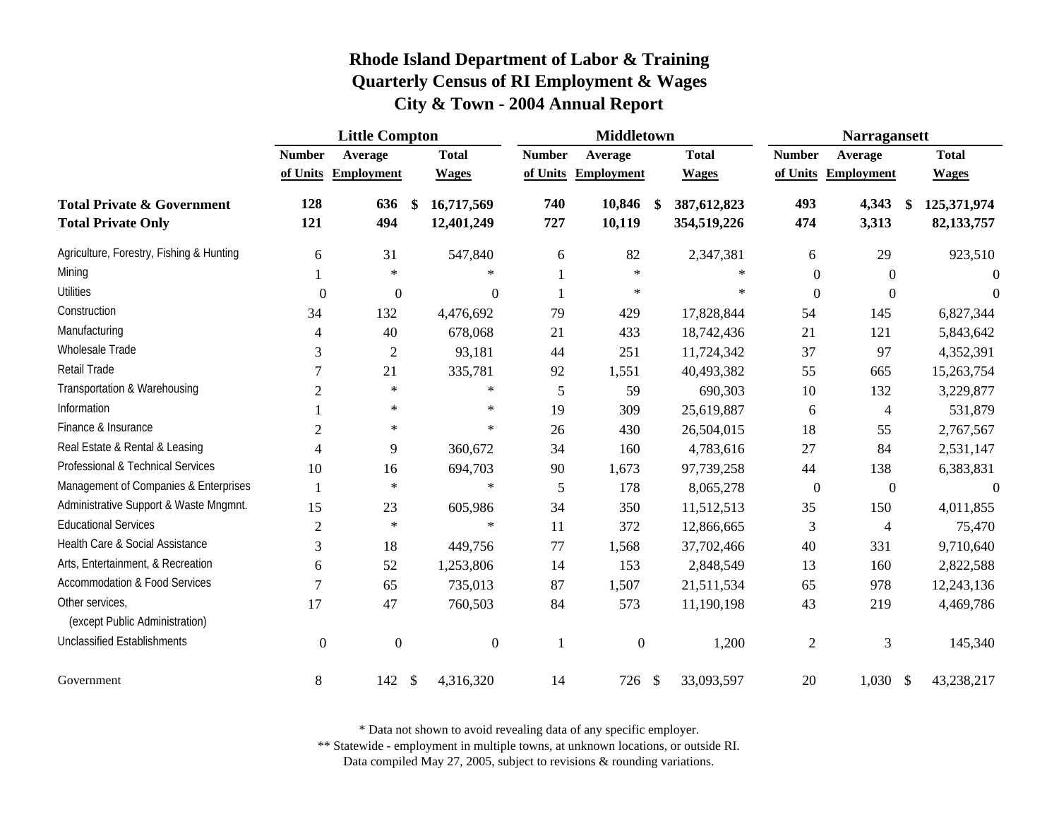# Rhode Island Department of Labor & Training
## Quarterly Census of RI Employment & Wages
## City & Town - 2004 Annual Report

| | Little Compton | | | Middletown | | | Narragansett | | |
|---|---|---|---|---|---|---|---|---|---|
| | Number of Units | Average Employment | Total Wages | Number of Units | Average Employment | Total Wages | Number of Units | Average Employment | Total Wages |
| **Total Private & Government** | **128** | **636** | **$ 16,717,569** | **740** | **10,846** | **$ 387,612,823** | **493** | **4,343** | **$ 125,371,974** |
| **Total Private Only** | **121** | **494** | **12,401,249** | **727** | **10,119** | **354,519,226** | **474** | **3,313** | **82,133,757** |
| Agriculture, Forestry, Fishing & Hunting | 6 | 31 | 547,840 | 6 | 82 | 2,347,381 | 6 | 29 | 923,510 |
| Mining | 1 | * | * | 1 | * | * | 0 | 0 | 0 |
| Utilities | 0 | 0 | 0 | 1 | * | * | 0 | 0 | 0 |
| Construction | 34 | 132 | 4,476,692 | 79 | 429 | 17,828,844 | 54 | 145 | 6,827,344 |
| Manufacturing | 4 | 40 | 678,068 | 21 | 433 | 18,742,436 | 21 | 121 | 5,843,642 |
| Wholesale Trade | 3 | 2 | 93,181 | 44 | 251 | 11,724,342 | 37 | 97 | 4,352,391 |
| Retail Trade | 7 | 21 | 335,781 | 92 | 1,551 | 40,493,382 | 55 | 665 | 15,263,754 |
| Transportation & Warehousing | 2 | * | * | 5 | 59 | 690,303 | 10 | 132 | 3,229,877 |
| Information | 1 | * | * | 19 | 309 | 25,619,887 | 6 | 4 | 531,879 |
| Finance & Insurance | 2 | * | * | 26 | 430 | 26,504,015 | 18 | 55 | 2,767,567 |
| Real Estate & Rental & Leasing | 4 | 9 | 360,672 | 34 | 160 | 4,783,616 | 27 | 84 | 2,531,147 |
| Professional & Technical Services | 10 | 16 | 694,703 | 90 | 1,673 | 97,739,258 | 44 | 138 | 6,383,831 |
| Management of Companies & Enterprises | 1 | * | * | 5 | 178 | 8,065,278 | 0 | 0 | 0 |
| Administrative Support & Waste Mngmnt. | 15 | 23 | 605,986 | 34 | 350 | 11,512,513 | 35 | 150 | 4,011,855 |
| Educational Services | 2 | * | * | 11 | 372 | 12,866,665 | 3 | 4 | 75,470 |
| Health Care & Social Assistance | 3 | 18 | 449,756 | 77 | 1,568 | 37,702,466 | 40 | 331 | 9,710,640 |
| Arts, Entertainment, & Recreation | 6 | 52 | 1,253,806 | 14 | 153 | 2,848,549 | 13 | 160 | 2,822,588 |
| Accommodation & Food Services | 7 | 65 | 735,013 | 87 | 1,507 | 21,511,534 | 65 | 978 | 12,243,136 |
| Other services, (except Public Administration) | 17 | 47 | 760,503 | 84 | 573 | 11,190,198 | 43 | 219 | 4,469,786 |
| Unclassified Establishments | 0 | 0 | 0 | 1 | 0 | 1,200 | 2 | 3 | 145,340 |
| Government | 8 | 142 | $ 4,316,320 | 14 | 726 | $ 33,093,597 | 20 | 1,030 | $ 43,238,217 |

\* Data not shown to avoid revealing data of any specific employer.
\*\* Statewide - employment in multiple towns, at unknown locations, or outside RI.
Data compiled May 27, 2005, subject to revisions & rounding variations.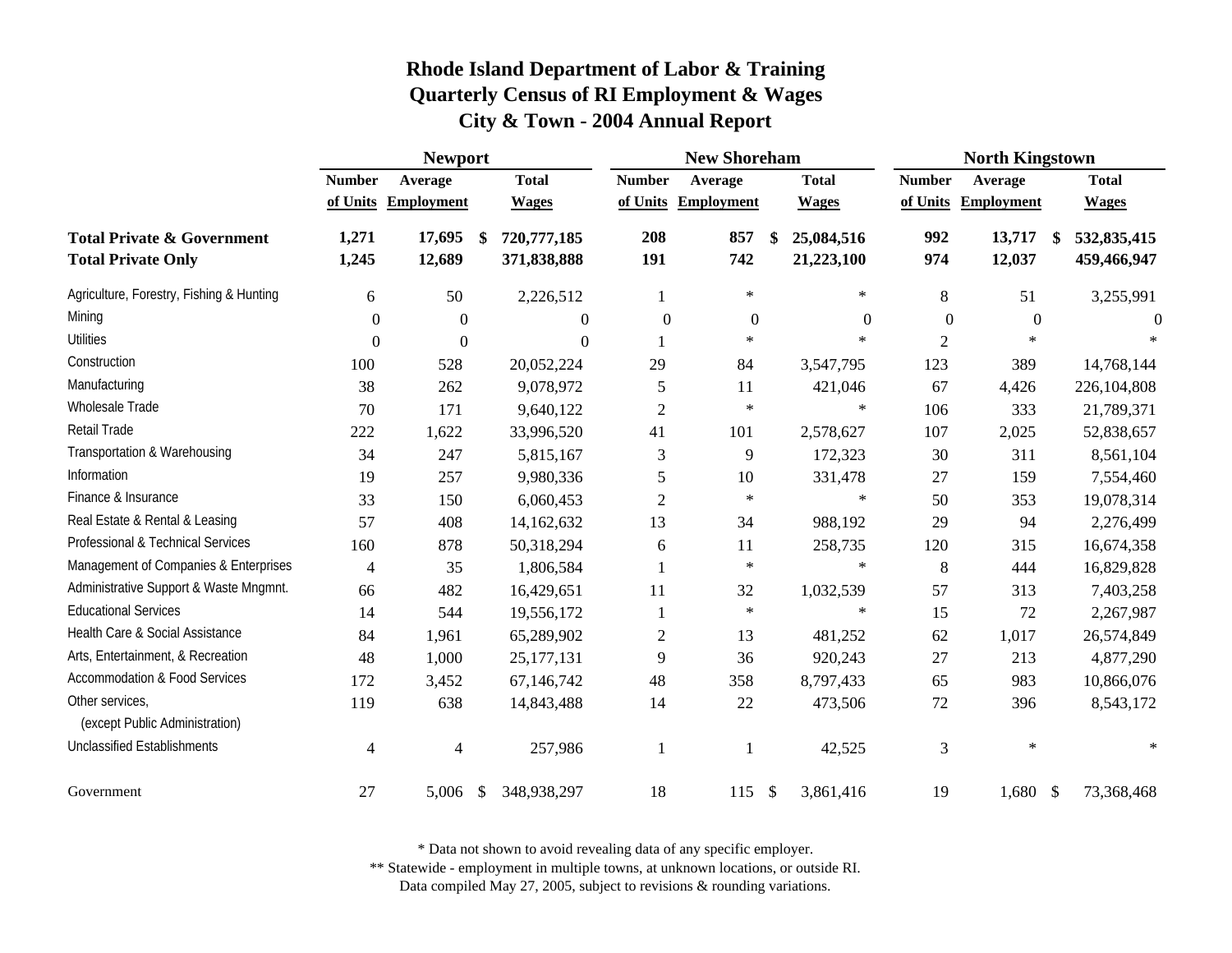# Rhode Island Department of Labor & Training
## Quarterly Census of RI Employment & Wages
## City & Town - 2004 Annual Report

| | Newport | | | New Shoreham | | | North Kingstown | | |
|---|---|---|---|---|---|---|---|---|---|
| | Number of Units | Average Employment | Total Wages | Number of Units | Average Employment | Total Wages | Number of Units | Average Employment | Total Wages |
| **Total Private & Government** | **1,271** | **17,695** | **$ 720,777,185** | **208** | **857** | **$ 25,084,516** | **992** | **13,717** | **$ 532,835,415** |
| **Total Private Only** | **1,245** | **12,689** | **371,838,888** | **191** | **742** | **21,223,100** | **974** | **12,037** | **459,466,947** |
| Agriculture, Forestry, Fishing & Hunting | 6 | 50 | 2,226,512 | 1 | * | * | 8 | 51 | 3,255,991 |
| Mining | 0 | 0 | 0 | 0 | 0 | 0 | 0 | 0 | 0 |
| Utilities | 0 | 0 | 0 | 1 | * | * | 2 | * | * |
| Construction | 100 | 528 | 20,052,224 | 29 | 84 | 3,547,795 | 123 | 389 | 14,768,144 |
| Manufacturing | 38 | 262 | 9,078,972 | 5 | 11 | 421,046 | 67 | 4,426 | 226,104,808 |
| Wholesale Trade | 70 | 171 | 9,640,122 | 2 | * | * | 106 | 333 | 21,789,371 |
| Retail Trade | 222 | 1,622 | 33,996,520 | 41 | 101 | 2,578,627 | 107 | 2,025 | 52,838,657 |
| Transportation & Warehousing | 34 | 247 | 5,815,167 | 3 | 9 | 172,323 | 30 | 311 | 8,561,104 |
| Information | 19 | 257 | 9,980,336 | 5 | 10 | 331,478 | 27 | 159 | 7,554,460 |
| Finance & Insurance | 33 | 150 | 6,060,453 | 2 | * | * | 50 | 353 | 19,078,314 |
| Real Estate & Rental & Leasing | 57 | 408 | 14,162,632 | 13 | 34 | 988,192 | 29 | 94 | 2,276,499 |
| Professional & Technical Services | 160 | 878 | 50,318,294 | 6 | 11 | 258,735 | 120 | 315 | 16,674,358 |
| Management of Companies & Enterprises | 4 | 35 | 1,806,584 | 1 | * | * | 8 | 444 | 16,829,828 |
| Administrative Support & Waste Mngmnt. | 66 | 482 | 16,429,651 | 11 | 32 | 1,032,539 | 57 | 313 | 7,403,258 |
| Educational Services | 14 | 544 | 19,556,172 | 1 | * | * | 15 | 72 | 2,267,987 |
| Health Care & Social Assistance | 84 | 1,961 | 65,289,902 | 2 | 13 | 481,252 | 62 | 1,017 | 26,574,849 |
| Arts, Entertainment, & Recreation | 48 | 1,000 | 25,177,131 | 9 | 36 | 920,243 | 27 | 213 | 4,877,290 |
| Accommodation & Food Services | 172 | 3,452 | 67,146,742 | 48 | 358 | 8,797,433 | 65 | 983 | 10,866,076 |
| Other services, (except Public Administration) | 119 | 638 | 14,843,488 | 14 | 22 | 473,506 | 72 | 396 | 8,543,172 |
| Unclassified Establishments | 4 | 4 | 257,986 | 1 | 1 | 42,525 | 3 | * | * |
| Government | 27 | 5,006 | $ 348,938,297 | 18 | 115 | $ 3,861,416 | 19 | 1,680 | $ 73,368,468 |

\* Data not shown to avoid revealing data of any specific employer.

\** Statewide - employment in multiple towns, at unknown locations, or outside RI.

Data compiled May 27, 2005, subject to revisions & rounding variations.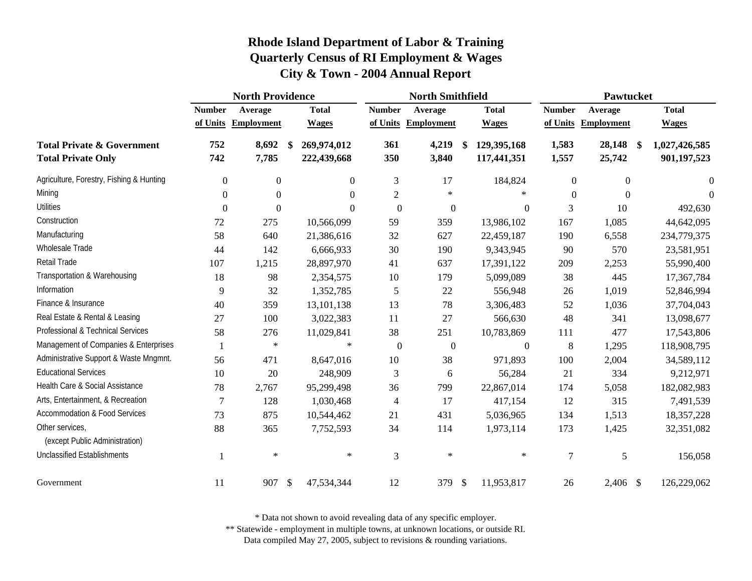# Rhode Island Department of Labor & Training
## Quarterly Census of RI Employment & Wages
## City & Town - 2004 Annual Report

| | North Providence | | | North Smithfield | | | Pawtucket | | |
|---|---|---|---|---|---|---|---|---|---|
| | Number of Units | Average Employment | Total Wages | Number of Units | Average Employment | Total Wages | Number of Units | Average Employment | Total Wages |
| **Total Private & Government** | **752** | **8,692** | **$ 269,974,012** | **361** | **4,219** | **$ 129,395,168** | **1,583** | **28,148** | **$ 1,027,426,585** |
| **Total Private Only** | **742** | **7,785** | **222,439,668** | **350** | **3,840** | **117,441,351** | **1,557** | **25,742** | **901,197,523** |
| Agriculture, Forestry, Fishing & Hunting | 0 | 0 | 0 | 3 | 17 | 184,824 | 0 | 0 | 0 |
| Mining | 0 | 0 | 0 | 2 | * | * | 0 | 0 | 0 |
| Utilities | 0 | 0 | 0 | 0 | 0 | 0 | 3 | 10 | 492,630 |
| Construction | 72 | 275 | 10,566,099 | 59 | 359 | 13,986,102 | 167 | 1,085 | 44,642,095 |
| Manufacturing | 58 | 640 | 21,386,616 | 32 | 627 | 22,459,187 | 190 | 6,558 | 234,779,375 |
| Wholesale Trade | 44 | 142 | 6,666,933 | 30 | 190 | 9,343,945 | 90 | 570 | 23,581,951 |
| Retail Trade | 107 | 1,215 | 28,897,970 | 41 | 637 | 17,391,122 | 209 | 2,253 | 55,990,400 |
| Transportation & Warehousing | 18 | 98 | 2,354,575 | 10 | 179 | 5,099,089 | 38 | 445 | 17,367,784 |
| Information | 9 | 32 | 1,352,785 | 5 | 22 | 556,948 | 26 | 1,019 | 52,846,994 |
| Finance & Insurance | 40 | 359 | 13,101,138 | 13 | 78 | 3,306,483 | 52 | 1,036 | 37,704,043 |
| Real Estate & Rental & Leasing | 27 | 100 | 3,022,383 | 11 | 27 | 566,630 | 48 | 341 | 13,098,677 |
| Professional & Technical Services | 58 | 276 | 11,029,841 | 38 | 251 | 10,783,869 | 111 | 477 | 17,543,806 |
| Management of Companies & Enterprises | 1 | * | * | 0 | 0 | 0 | 8 | 1,295 | 118,908,795 |
| Administrative Support & Waste Mngmnt. | 56 | 471 | 8,647,016 | 10 | 38 | 971,893 | 100 | 2,004 | 34,589,112 |
| Educational Services | 10 | 20 | 248,909 | 3 | 6 | 56,284 | 21 | 334 | 9,212,971 |
| Health Care & Social Assistance | 78 | 2,767 | 95,299,498 | 36 | 799 | 22,867,014 | 174 | 5,058 | 182,082,983 |
| Arts, Entertainment, & Recreation | 7 | 128 | 1,030,468 | 4 | 17 | 417,154 | 12 | 315 | 7,491,539 |
| Accommodation & Food Services | 73 | 875 | 10,544,462 | 21 | 431 | 5,036,965 | 134 | 1,513 | 18,357,228 |
| Other services, (except Public Administration) | 88 | 365 | 7,752,593 | 34 | 114 | 1,973,114 | 173 | 1,425 | 32,351,082 |
| Unclassified Establishments | 1 | * | * | 3 | * | * | 7 | 5 | 156,058 |
| Government | 11 | 907 | $ 47,534,344 | 12 | 379 | $ 11,953,817 | 26 | 2,406 | $ 126,229,062 |

\* Data not shown to avoid revealing data of any specific employer.

\** Statewide - employment in multiple towns, at unknown locations, or outside RI.

Data compiled May 27, 2005, subject to revisions & rounding variations.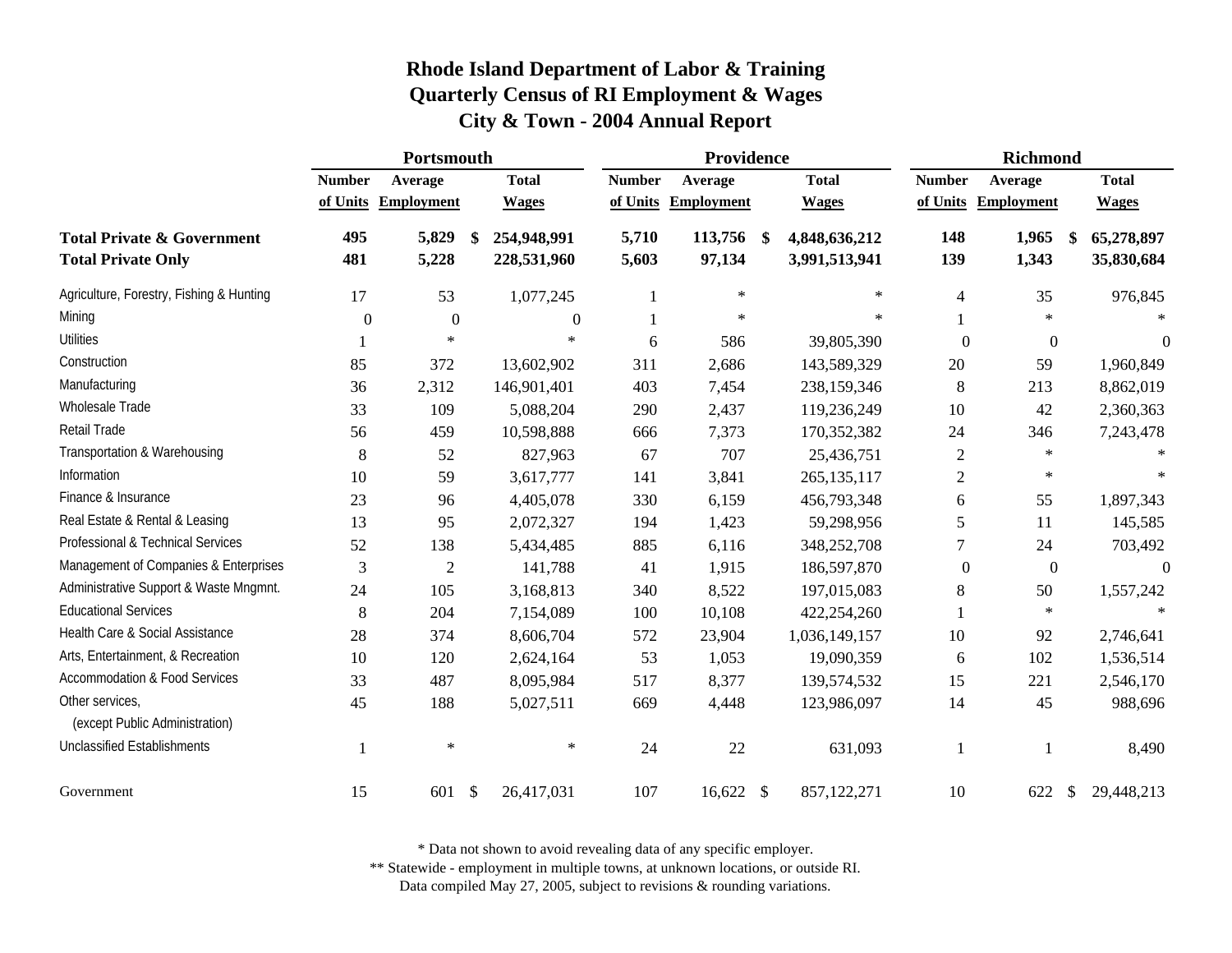# Rhode Island Department of Labor & Training
## Quarterly Census of RI Employment & Wages
## City & Town - 2004 Annual Report

| | Portsmouth | | | Providence | | | Richmond | | |
|---|---|---|---|---|---|---|---|---|---|
| | Number of Units | Average Employment | Total Wages | Number of Units | Average Employment | Total Wages | Number of Units | Average Employment | Total Wages |
| **Total Private & Government** | **495** | **5,829** | **$ 254,948,991** | **5,710** | **113,756** | **$ 4,848,636,212** | **148** | **1,965** | **$ 65,278,897** |
| **Total Private Only** | **481** | **5,228** | **228,531,960** | **5,603** | **97,134** | **3,991,513,941** | **139** | **1,343** | **35,830,684** |
| Agriculture, Forestry, Fishing & Hunting | 17 | 53 | 1,077,245 | 1 | * | * | 4 | 35 | 976,845 |
| Mining | 0 | 0 | 0 | 1 | * | * | 1 | * | * |
| Utilities | 1 | * | * | 6 | 586 | 39,805,390 | 0 | 0 | 0 |
| Construction | 85 | 372 | 13,602,902 | 311 | 2,686 | 143,589,329 | 20 | 59 | 1,960,849 |
| Manufacturing | 36 | 2,312 | 146,901,401 | 403 | 7,454 | 238,159,346 | 8 | 213 | 8,862,019 |
| Wholesale Trade | 33 | 109 | 5,088,204 | 290 | 2,437 | 119,236,249 | 10 | 42 | 2,360,363 |
| Retail Trade | 56 | 459 | 10,598,888 | 666 | 7,373 | 170,352,382 | 24 | 346 | 7,243,478 |
| Transportation & Warehousing | 8 | 52 | 827,963 | 67 | 707 | 25,436,751 | 2 | * | * |
| Information | 10 | 59 | 3,617,777 | 141 | 3,841 | 265,135,117 | 2 | * | * |
| Finance & Insurance | 23 | 96 | 4,405,078 | 330 | 6,159 | 456,793,348 | 6 | 55 | 1,897,343 |
| Real Estate & Rental & Leasing | 13 | 95 | 2,072,327 | 194 | 1,423 | 59,298,956 | 5 | 11 | 145,585 |
| Professional & Technical Services | 52 | 138 | 5,434,485 | 885 | 6,116 | 348,252,708 | 7 | 24 | 703,492 |
| Management of Companies & Enterprises | 3 | 2 | 141,788 | 41 | 1,915 | 186,597,870 | 0 | 0 | 0 |
| Administrative Support & Waste Mngmnt. | 24 | 105 | 3,168,813 | 340 | 8,522 | 197,015,083 | 8 | 50 | 1,557,242 |
| Educational Services | 8 | 204 | 7,154,089 | 100 | 10,108 | 422,254,260 | 1 | * | * |
| Health Care & Social Assistance | 28 | 374 | 8,606,704 | 572 | 23,904 | 1,036,149,157 | 10 | 92 | 2,746,641 |
| Arts, Entertainment, & Recreation | 10 | 120 | 2,624,164 | 53 | 1,053 | 19,090,359 | 6 | 102 | 1,536,514 |
| Accommodation & Food Services | 33 | 487 | 8,095,984 | 517 | 8,377 | 139,574,532 | 15 | 221 | 2,546,170 |
| Other services, (except Public Administration) | 45 | 188 | 5,027,511 | 669 | 4,448 | 123,986,097 | 14 | 45 | 988,696 |
| Unclassified Establishments | 1 | * | * | 24 | 22 | 631,093 | 1 | 1 | 8,490 |
| Government | 15 | 601 | $ 26,417,031 | 107 | 16,622 | $ 857,122,271 | 10 | 622 | $ 29,448,213 |

\* Data not shown to avoid revealing data of any specific employer.

** Statewide - employment in multiple towns, at unknown locations, or outside RI.

Data compiled May 27, 2005, subject to revisions & rounding variations.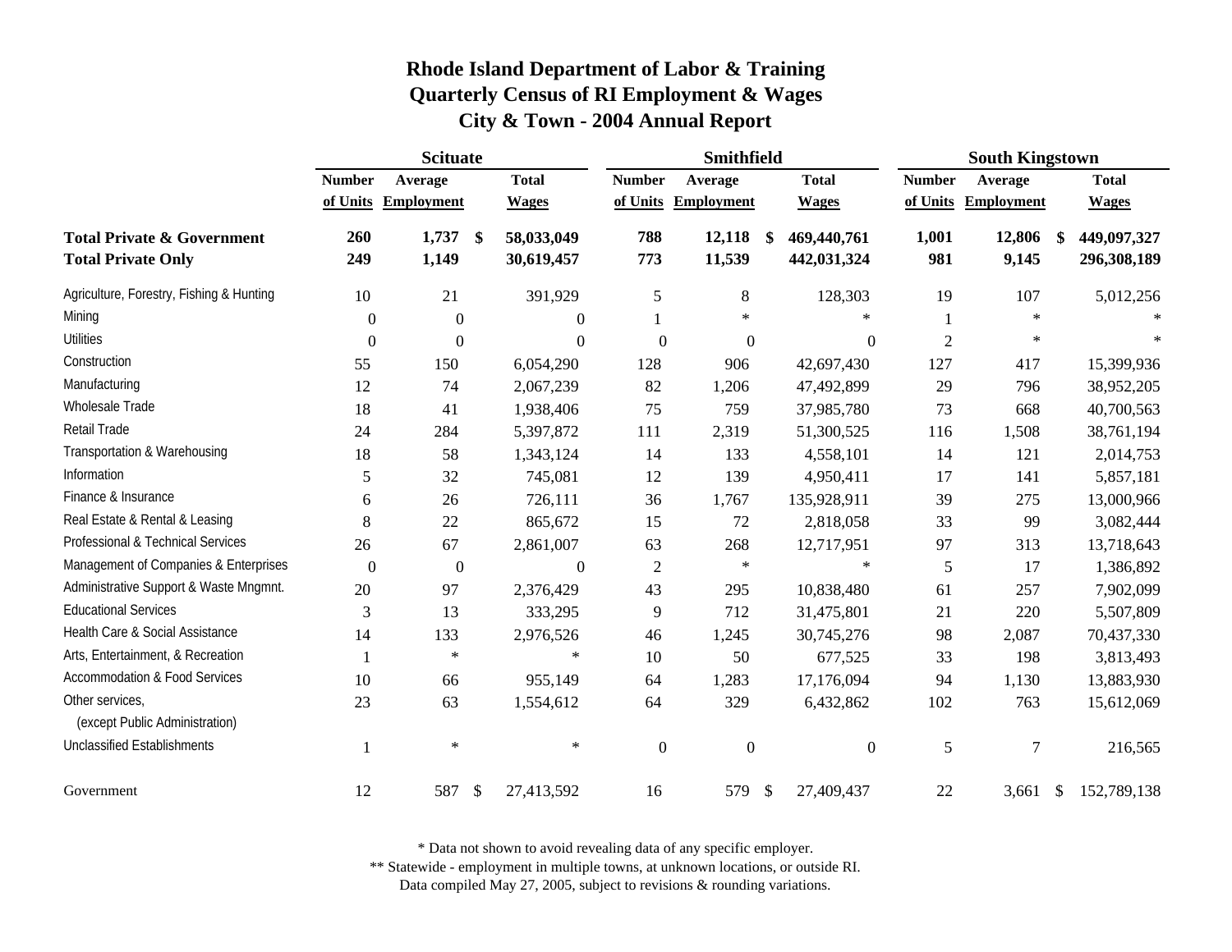# Rhode Island Department of Labor & Training
## Quarterly Census of RI Employment & Wages
## City & Town - 2004 Annual Report

| | Scituate | | | Smithfield | | | South Kingstown | | |
|---|---|---|---|---|---|---|---|---|---|
| | Number of Units | Average Employment | Total Wages | Number of Units | Average Employment | Total Wages | Number of Units | Average Employment | Total Wages |
| **Total Private & Government** | **260** | **1,737** | **$ 58,033,049** | **788** | **12,118** | **$ 469,440,761** | **1,001** | **12,806** | **$ 449,097,327** |
| **Total Private Only** | **249** | **1,149** | **30,619,457** | **773** | **11,539** | **442,031,324** | **981** | **9,145** | **296,308,189** |
| Agriculture, Forestry, Fishing & Hunting | 10 | 21 | 391,929 | 5 | 8 | 128,303 | 19 | 107 | 5,012,256 |
| Mining | 0 | 0 | 0 | 1 | * | * | 1 | * | * |
| Utilities | 0 | 0 | 0 | 0 | 0 | 0 | 2 | * | * |
| Construction | 55 | 150 | 6,054,290 | 128 | 906 | 42,697,430 | 127 | 417 | 15,399,936 |
| Manufacturing | 12 | 74 | 2,067,239 | 82 | 1,206 | 47,492,899 | 29 | 796 | 38,952,205 |
| Wholesale Trade | 18 | 41 | 1,938,406 | 75 | 759 | 37,985,780 | 73 | 668 | 40,700,563 |
| Retail Trade | 24 | 284 | 5,397,872 | 111 | 2,319 | 51,300,525 | 116 | 1,508 | 38,761,194 |
| Transportation & Warehousing | 18 | 58 | 1,343,124 | 14 | 133 | 4,558,101 | 14 | 121 | 2,014,753 |
| Information | 5 | 32 | 745,081 | 12 | 139 | 4,950,411 | 17 | 141 | 5,857,181 |
| Finance & Insurance | 6 | 26 | 726,111 | 36 | 1,767 | 135,928,911 | 39 | 275 | 13,000,966 |
| Real Estate & Rental & Leasing | 8 | 22 | 865,672 | 15 | 72 | 2,818,058 | 33 | 99 | 3,082,444 |
| Professional & Technical Services | 26 | 67 | 2,861,007 | 63 | 268 | 12,717,951 | 97 | 313 | 13,718,643 |
| Management of Companies & Enterprises | 0 | 0 | 0 | 2 | * | * | 5 | 17 | 1,386,892 |
| Administrative Support & Waste Mngmnt. | 20 | 97 | 2,376,429 | 43 | 295 | 10,838,480 | 61 | 257 | 7,902,099 |
| Educational Services | 3 | 13 | 333,295 | 9 | 712 | 31,475,801 | 21 | 220 | 5,507,809 |
| Health Care & Social Assistance | 14 | 133 | 2,976,526 | 46 | 1,245 | 30,745,276 | 98 | 2,087 | 70,437,330 |
| Arts, Entertainment, & Recreation | 1 | * | * | 10 | 50 | 677,525 | 33 | 198 | 3,813,493 |
| Accommodation & Food Services | 10 | 66 | 955,149 | 64 | 1,283 | 17,176,094 | 94 | 1,130 | 13,883,930 |
| Other services, (except Public Administration) | 23 | 63 | 1,554,612 | 64 | 329 | 6,432,862 | 102 | 763 | 15,612,069 |
| Unclassified Establishments | 1 | * | * | 0 | 0 | 0 | 5 | 7 | 216,565 |
| Government | 12 | 587 | $ 27,413,592 | 16 | 579 | $ 27,409,437 | 22 | 3,661 | $ 152,789,138 |

\* Data not shown to avoid revealing data of any specific employer.
\** Statewide - employment in multiple towns, at unknown locations, or outside RI.
Data compiled May 27, 2005, subject to revisions & rounding variations.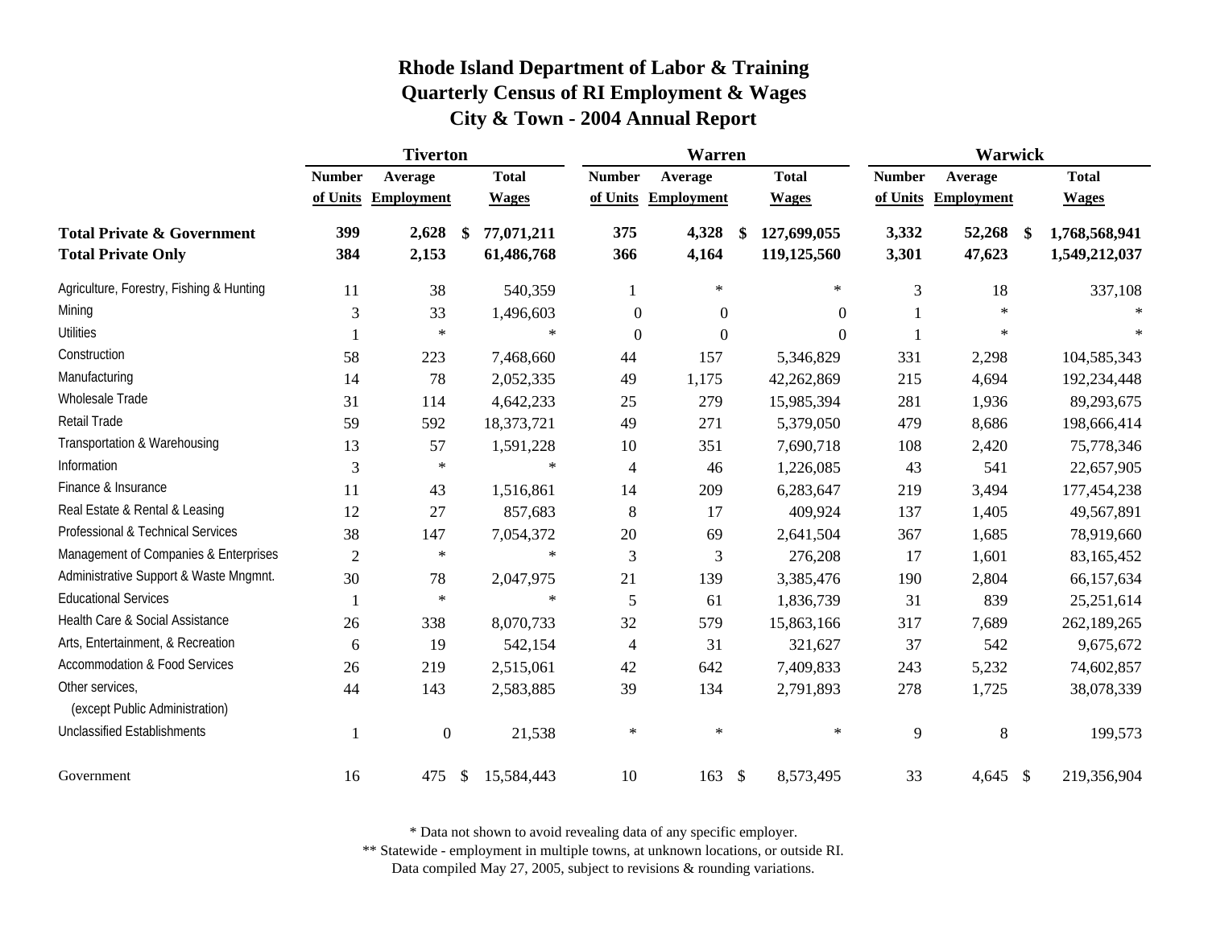# Rhode Island Department of Labor & Training
## Quarterly Census of RI Employment & Wages
## City & Town - 2004 Annual Report

| | Tiverton | | | Warren | | | Warwick | | |
|---|---|---|---|---|---|---|---|---|---|
| | Number of Units | Average Employment | Total Wages | Number of Units | Average Employment | Total Wages | Number of Units | Average Employment | Total Wages |
| **Total Private & Government** | **399** | **2,628** | **$ 77,071,211** | **375** | **4,328** | **$ 127,699,055** | **3,332** | **52,268** | **$ 1,768,568,941** |
| **Total Private Only** | **384** | **2,153** | **61,486,768** | **366** | **4,164** | **119,125,560** | **3,301** | **47,623** | **1,549,212,037** |
| Agriculture, Forestry, Fishing & Hunting | 11 | 38 | 540,359 | 1 | * | * | 3 | 18 | 337,108 |
| Mining | 3 | 33 | 1,496,603 | 0 | 0 | 0 | 1 | * | * |
| Utilities | 1 | * | * | 0 | 0 | 0 | 1 | * | * |
| Construction | 58 | 223 | 7,468,660 | 44 | 157 | 5,346,829 | 331 | 2,298 | 104,585,343 |
| Manufacturing | 14 | 78 | 2,052,335 | 49 | 1,175 | 42,262,869 | 215 | 4,694 | 192,234,448 |
| Wholesale Trade | 31 | 114 | 4,642,233 | 25 | 279 | 15,985,394 | 281 | 1,936 | 89,293,675 |
| Retail Trade | 59 | 592 | 18,373,721 | 49 | 271 | 5,379,050 | 479 | 8,686 | 198,666,414 |
| Transportation & Warehousing | 13 | 57 | 1,591,228 | 10 | 351 | 7,690,718 | 108 | 2,420 | 75,778,346 |
| Information | 3 | * | * | 4 | 46 | 1,226,085 | 43 | 541 | 22,657,905 |
| Finance & Insurance | 11 | 43 | 1,516,861 | 14 | 209 | 6,283,647 | 219 | 3,494 | 177,454,238 |
| Real Estate & Rental & Leasing | 12 | 27 | 857,683 | 8 | 17 | 409,924 | 137 | 1,405 | 49,567,891 |
| Professional & Technical Services | 38 | 147 | 7,054,372 | 20 | 69 | 2,641,504 | 367 | 1,685 | 78,919,660 |
| Management of Companies & Enterprises | 2 | * | * | 3 | 3 | 276,208 | 17 | 1,601 | 83,165,452 |
| Administrative Support & Waste Mngmnt. | 30 | 78 | 2,047,975 | 21 | 139 | 3,385,476 | 190 | 2,804 | 66,157,634 |
| Educational Services | 1 | * | * | 5 | 61 | 1,836,739 | 31 | 839 | 25,251,614 |
| Health Care & Social Assistance | 26 | 338 | 8,070,733 | 32 | 579 | 15,863,166 | 317 | 7,689 | 262,189,265 |
| Arts, Entertainment, & Recreation | 6 | 19 | 542,154 | 4 | 31 | 321,627 | 37 | 542 | 9,675,672 |
| Accommodation & Food Services | 26 | 219 | 2,515,061 | 42 | 642 | 7,409,833 | 243 | 5,232 | 74,602,857 |
| Other services, (except Public Administration) | 44 | 143 | 2,583,885 | 39 | 134 | 2,791,893 | 278 | 1,725 | 38,078,339 |
| Unclassified Establishments | 1 | 0 | 21,538 | * | * | * | 9 | 8 | 199,573 |
| Government | 16 | 475 | $ 15,584,443 | 10 | 163 | $ 8,573,495 | 33 | 4,645 | $ 219,356,904 |

\* Data not shown to avoid revealing data of any specific employer.
\*\* Statewide - employment in multiple towns, at unknown locations, or outside RI.
Data compiled May 27, 2005, subject to revisions & rounding variations.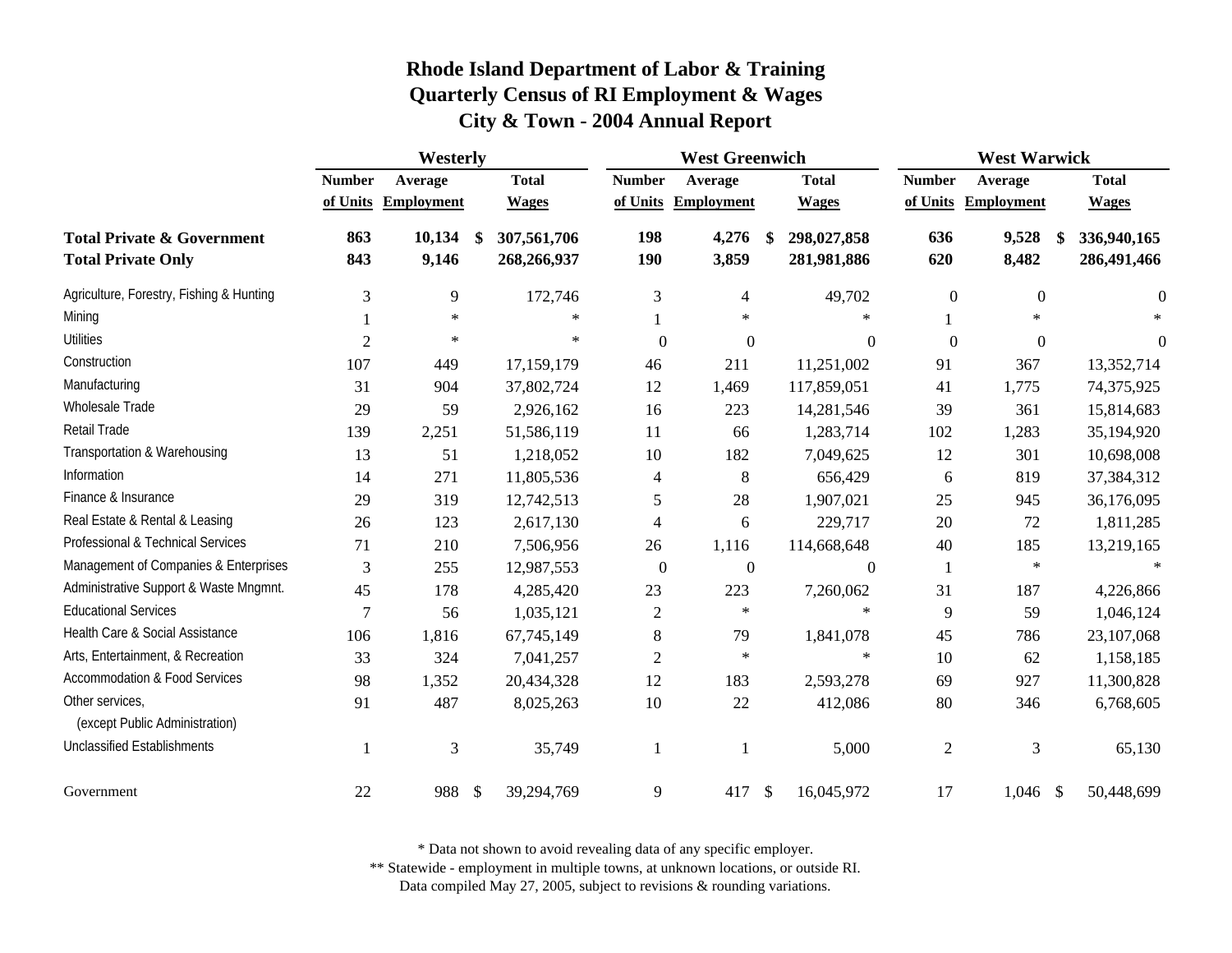# Rhode Island Department of Labor & Training
## Quarterly Census of RI Employment & Wages
## City & Town - 2004 Annual Report

| | Westerly | | | West Greenwich | | | West Warwick | | |
|---|---|---|---|---|---|---|---|---|---|
| | Number of Units | Average Employment | Total Wages | Number of Units | Average Employment | Total Wages | Number of Units | Average Employment | Total Wages |
| **Total Private & Government** | **863** | **10,134** | **$ 307,561,706** | **198** | **4,276** | **$ 298,027,858** | **636** | **9,528** | **$ 336,940,165** |
| **Total Private Only** | **843** | **9,146** | **268,266,937** | **190** | **3,859** | **281,981,886** | **620** | **8,482** | **286,491,466** |
| Agriculture, Forestry, Fishing & Hunting | 3 | 9 | 172,746 | 3 | 4 | 49,702 | 0 | 0 | 0 |
| Mining | 1 | * | * | 1 | * | * | 1 | * | * |
| Utilities | 2 | * | * | 0 | 0 | 0 | 0 | 0 | 0 |
| Construction | 107 | 449 | 17,159,179 | 46 | 211 | 11,251,002 | 91 | 367 | 13,352,714 |
| Manufacturing | 31 | 904 | 37,802,724 | 12 | 1,469 | 117,859,051 | 41 | 1,775 | 74,375,925 |
| Wholesale Trade | 29 | 59 | 2,926,162 | 16 | 223 | 14,281,546 | 39 | 361 | 15,814,683 |
| Retail Trade | 139 | 2,251 | 51,586,119 | 11 | 66 | 1,283,714 | 102 | 1,283 | 35,194,920 |
| Transportation & Warehousing | 13 | 51 | 1,218,052 | 10 | 182 | 7,049,625 | 12 | 301 | 10,698,008 |
| Information | 14 | 271 | 11,805,536 | 4 | 8 | 656,429 | 6 | 819 | 37,384,312 |
| Finance & Insurance | 29 | 319 | 12,742,513 | 5 | 28 | 1,907,021 | 25 | 945 | 36,176,095 |
| Real Estate & Rental & Leasing | 26 | 123 | 2,617,130 | 4 | 6 | 229,717 | 20 | 72 | 1,811,285 |
| Professional & Technical Services | 71 | 210 | 7,506,956 | 26 | 1,116 | 114,668,648 | 40 | 185 | 13,219,165 |
| Management of Companies & Enterprises | 3 | 255 | 12,987,553 | 0 | 0 | 0 | 1 | * | * |
| Administrative Support & Waste Mngmnt. | 45 | 178 | 4,285,420 | 23 | 223 | 7,260,062 | 31 | 187 | 4,226,866 |
| Educational Services | 7 | 56 | 1,035,121 | 2 | * | * | 9 | 59 | 1,046,124 |
| Health Care & Social Assistance | 106 | 1,816 | 67,745,149 | 8 | 79 | 1,841,078 | 45 | 786 | 23,107,068 |
| Arts, Entertainment, & Recreation | 33 | 324 | 7,041,257 | 2 | * | * | 10 | 62 | 1,158,185 |
| Accommodation & Food Services | 98 | 1,352 | 20,434,328 | 12 | 183 | 2,593,278 | 69 | 927 | 11,300,828 |
| Other services, (except Public Administration) | 91 | 487 | 8,025,263 | 10 | 22 | 412,086 | 80 | 346 | 6,768,605 |
| Unclassified Establishments | 1 | 3 | 35,749 | 1 | 1 | 5,000 | 2 | 3 | 65,130 |
| Government | 22 | 988 | $ 39,294,769 | 9 | 417 | $ 16,045,972 | 17 | 1,046 | $ 50,448,699 |

\* Data not shown to avoid revealing data of any specific employer.
\*\* Statewide - employment in multiple towns, at unknown locations, or outside RI.
Data compiled May 27, 2005, subject to revisions & rounding variations.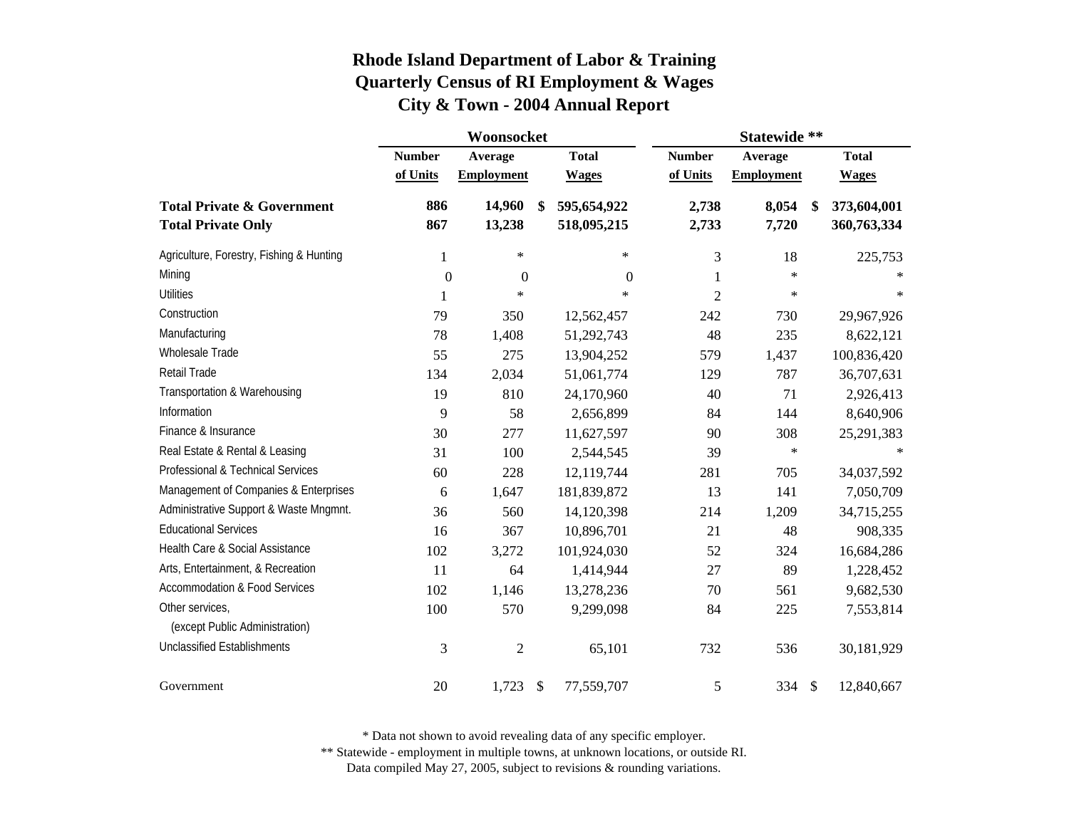**Rhode Island Department of Labor & Training**
**Quarterly Census of RI Employment & Wages**
**City & Town - 2004 Annual Report**

| | Woonsocket | | | Statewide ** | | |
|---|---|---|---|---|---|---|
| | Number of Units | Average Employment | Total Wages | Number of Units | Average Employment | Total Wages |
| **Total Private & Government** | **886** | **14,960** | **$ 595,654,922** | **2,738** | **8,054** | **$ 373,604,001** |
| **Total Private Only** | **867** | **13,238** | **518,095,215** | **2,733** | **7,720** | **360,763,334** |
| Agriculture, Forestry, Fishing & Hunting | 1 | * | * | 3 | 18 | 225,753 |
| Mining | 0 | 0 | 0 | 1 | * | * |
| Utilities | 1 | * | * | 2 | * | * |
| Construction | 79 | 350 | 12,562,457 | 242 | 730 | 29,967,926 |
| Manufacturing | 78 | 1,408 | 51,292,743 | 48 | 235 | 8,622,121 |
| Wholesale Trade | 55 | 275 | 13,904,252 | 579 | 1,437 | 100,836,420 |
| Retail Trade | 134 | 2,034 | 51,061,774 | 129 | 787 | 36,707,631 |
| Transportation & Warehousing | 19 | 810 | 24,170,960 | 40 | 71 | 2,926,413 |
| Information | 9 | 58 | 2,656,899 | 84 | 144 | 8,640,906 |
| Finance & Insurance | 30 | 277 | 11,627,597 | 90 | 308 | 25,291,383 |
| Real Estate & Rental & Leasing | 31 | 100 | 2,544,545 | 39 | * | * |
| Professional & Technical Services | 60 | 228 | 12,119,744 | 281 | 705 | 34,037,592 |
| Management of Companies & Enterprises | 6 | 1,647 | 181,839,872 | 13 | 141 | 7,050,709 |
| Administrative Support & Waste Mngmnt. | 36 | 560 | 14,120,398 | 214 | 1,209 | 34,715,255 |
| Educational Services | 16 | 367 | 10,896,701 | 21 | 48 | 908,335 |
| Health Care & Social Assistance | 102 | 3,272 | 101,924,030 | 52 | 324 | 16,684,286 |
| Arts, Entertainment, & Recreation | 11 | 64 | 1,414,944 | 27 | 89 | 1,228,452 |
| Accommodation & Food Services | 102 | 1,146 | 13,278,236 | 70 | 561 | 9,682,530 |
| Other services, (except Public Administration) | 100 | 570 | 9,299,098 | 84 | 225 | 7,553,814 |
| Unclassified Establishments | 3 | 2 | 65,101 | 732 | 536 | 30,181,929 |
| Government | 20 | 1,723 | $ 77,559,707 | 5 | 334 | $ 12,840,667 |

\* Data not shown to avoid revealing data of any specific employer.
** Statewide - employment in multiple towns, at unknown locations, or outside RI.
Data compiled May 27, 2005, subject to revisions & rounding variations.